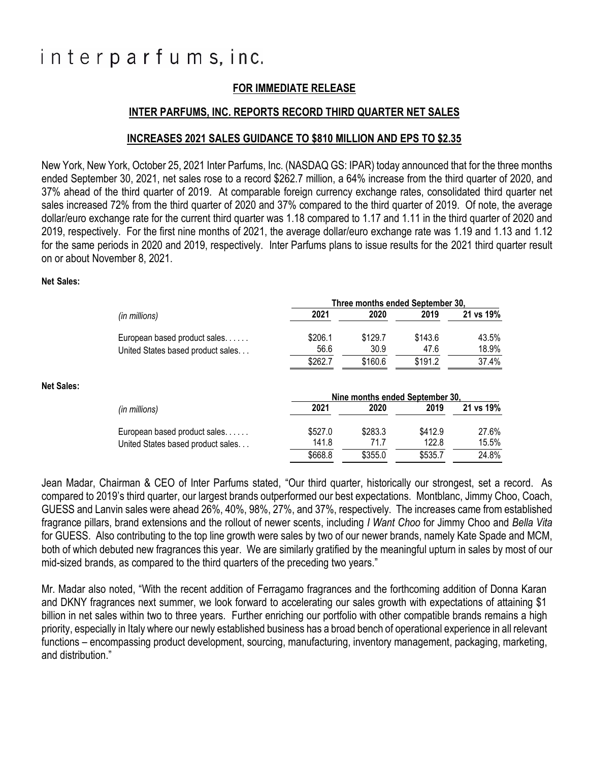# interparfums, inc.

**FOR IMMEDIATE RELEASE**

**INTER PARFUMS, INC. REPORTS RECORD THIRD QUARTER NET SALES**

**INCREASES 2021 SALES GUIDANCE TO $810 MILLION AND EPS TO $2.35**

New York, New York, October 25, 2021 Inter Parfums, Inc. (NASDAQ GS: IPAR) today announced that for the three months ended September 30, 2021, net sales rose to a record $262.7 million, a 64% increase from the third quarter of 2020, and 37% ahead of the third quarter of 2019. At comparable foreign currency exchange rates, consolidated third quarter net sales increased 72% from the third quarter of 2020 and 37% compared to the third quarter of 2019. Of note, the average dollar/euro exchange rate for the current third quarter was 1.18 compared to 1.17 and 1.11 in the third quarter of 2020 and 2019, respectively. For the first nine months of 2021, the average dollar/euro exchange rate was 1.19 and 1.13 and 1.12 for the same periods in 2020 and 2019, respectively. Inter Parfums plans to issue results for the 2021 third quarter result on or about November 8, 2021.

**Net Sales:**

| | Three months ended September 30, | | | |
|---|---|---|---|---|
| *(in millions)* | 2021 | 2020 | 2019 | 21 vs 19% |
| European based product sales...... | $206.1 | $129.7 | $143.6 | 43.5% |
| United States based product sales... | 56.6 | 30.9 | 47.6 | 18.9% |
| | $262.7 | $160.6 | $191.2 | 37.4% |

**Net Sales:**

| | Nine months ended September 30, | | | |
|---|---|---|---|---|
| *(in millions)* | 2021 | 2020 | 2019 | 21 vs 19% |
| European based product sales...... | $527.0 | $283.3 | $412.9 | 27.6% |
| United States based product sales... | 141.8 | 71.7 | 122.8 | 15.5% |
| | $668.8 | $355.0 | $535.7 | 24.8% |

Jean Madar, Chairman & CEO of Inter Parfums stated, "Our third quarter, historically our strongest, set a record. As compared to 2019's third quarter, our largest brands outperformed our best expectations. Montblanc, Jimmy Choo, Coach, GUESS and Lanvin sales were ahead 26%, 40%, 98%, 27%, and 37%, respectively. The increases came from established fragrance pillars, brand extensions and the rollout of newer scents, including *I Want Choo* for Jimmy Choo and *Bella Vita* for GUESS. Also contributing to the top line growth were sales by two of our newer brands, namely Kate Spade and MCM, both of which debuted new fragrances this year. We are similarly gratified by the meaningful upturn in sales by most of our mid-sized brands, as compared to the third quarters of the preceding two years."

Mr. Madar also noted, "With the recent addition of Ferragamo fragrances and the forthcoming addition of Donna Karan and DKNY fragrances next summer, we look forward to accelerating our sales growth with expectations of attaining $1 billion in net sales within two to three years. Further enriching our portfolio with other compatible brands remains a high priority, especially in Italy where our newly established business has a broad bench of operational experience in all relevant functions – encompassing product development, sourcing, manufacturing, inventory management, packaging, marketing, and distribution."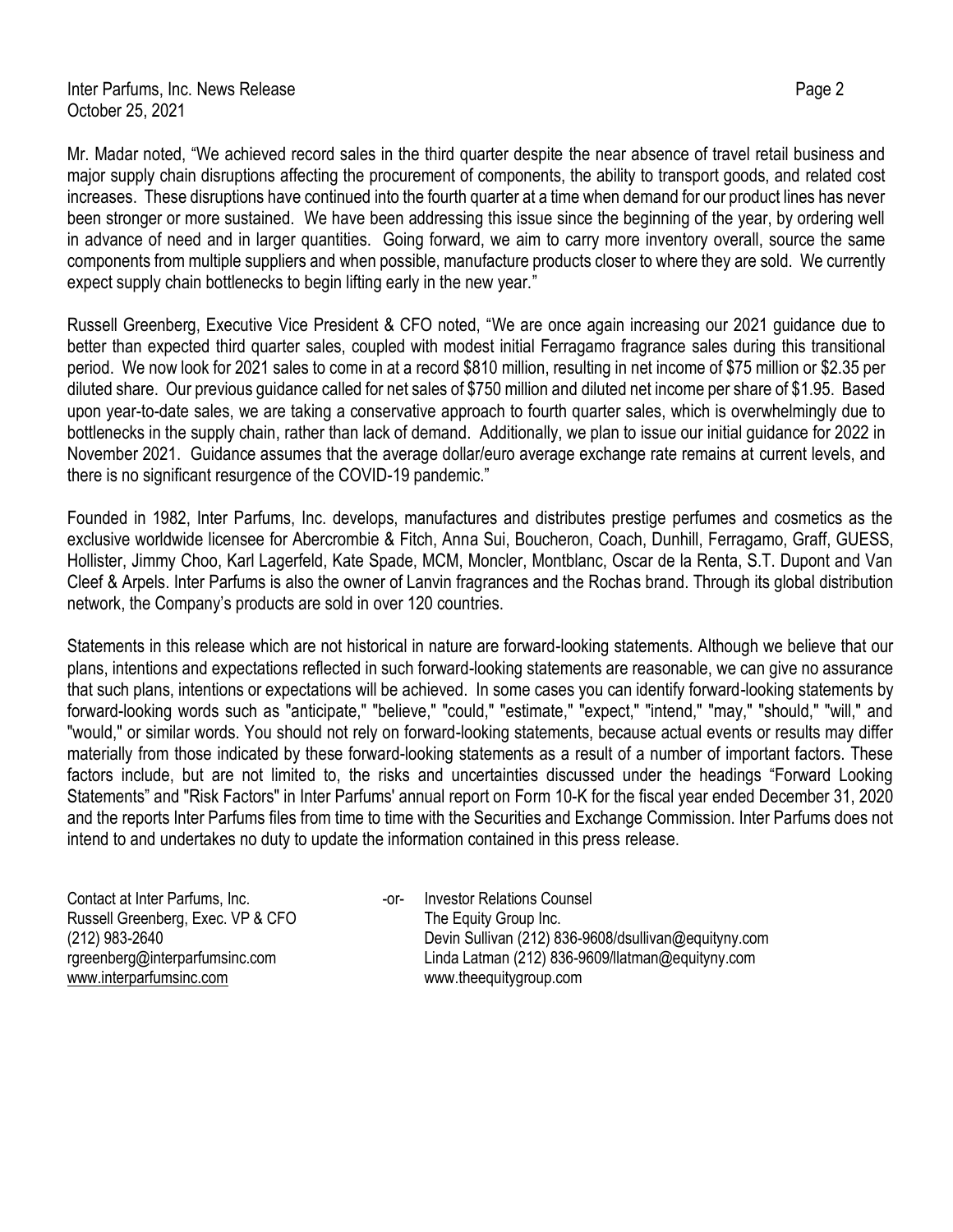Mr. Madar noted, “We achieved record sales in the third quarter despite the near absence of travel retail business and major supply chain disruptions affecting the procurement of components, the ability to transport goods, and related cost increases. These disruptions have continued into the fourth quarter at a time when demand for our product lines has never been stronger or more sustained. We have been addressing this issue since the beginning of the year, by ordering well in advance of need and in larger quantities. Going forward, we aim to carry more inventory overall, source the same components from multiple suppliers and when possible, manufacture products closer to where they are sold. We currently expect supply chain bottlenecks to begin lifting early in the new year.”

Russell Greenberg, Executive Vice President & CFO noted, “We are once again increasing our 2021 guidance due to better than expected third quarter sales, coupled with modest initial Ferragamo fragrance sales during this transitional period. We now look for 2021 sales to come in at a record $810 million, resulting in net income of $75 million or $2.35 per diluted share. Our previous guidance called for net sales of $750 million and diluted net income per share of $1.95. Based upon year-to-date sales, we are taking a conservative approach to fourth quarter sales, which is overwhelmingly due to bottlenecks in the supply chain, rather than lack of demand. Additionally, we plan to issue our initial guidance for 2022 in November 2021. Guidance assumes that the average dollar/euro average exchange rate remains at current levels, and there is no significant resurgence of the COVID-19 pandemic.”

Founded in 1982, Inter Parfums, Inc. develops, manufactures and distributes prestige perfumes and cosmetics as the exclusive worldwide licensee for Abercrombie & Fitch, Anna Sui, Boucheron, Coach, Dunhill, Ferragamo, Graff, GUESS, Hollister, Jimmy Choo, Karl Lagerfeld, Kate Spade, MCM, Moncler, Montblanc, Oscar de la Renta, S.T. Dupont and Van Cleef & Arpels. Inter Parfums is also the owner of Lanvin fragrances and the Rochas brand. Through its global distribution network, the Company’s products are sold in over 120 countries.

Statements in this release which are not historical in nature are forward-looking statements. Although we believe that our plans, intentions and expectations reflected in such forward-looking statements are reasonable, we can give no assurance that such plans, intentions or expectations will be achieved. In some cases you can identify forward-looking statements by forward-looking words such as "anticipate," "believe," "could," "estimate," "expect," "intend," "may," "should," "will," and "would," or similar words. You should not rely on forward-looking statements, because actual events or results may differ materially from those indicated by these forward-looking statements as a result of a number of important factors. These factors include, but are not limited to, the risks and uncertainties discussed under the headings “Forward Looking Statements” and "Risk Factors" in Inter Parfums' annual report on Form 10-K for the fiscal year ended December 31, 2020 and the reports Inter Parfums files from time to time with the Securities and Exchange Commission. Inter Parfums does not intend to and undertakes no duty to update the information contained in this press release.

Contact at Inter Parfums, Inc.
Russell Greenberg, Exec. VP & CFO
(212) 983-2640
rgreenberg@interparfumsinc.com
www.interparfumsinc.com

-or-

Investor Relations Counsel
The Equity Group Inc.
Devin Sullivan (212) 836-9608/dsullivan@equityny.com
Linda Latman (212) 836-9609/llatman@equityny.com
www.theequitygroup.com